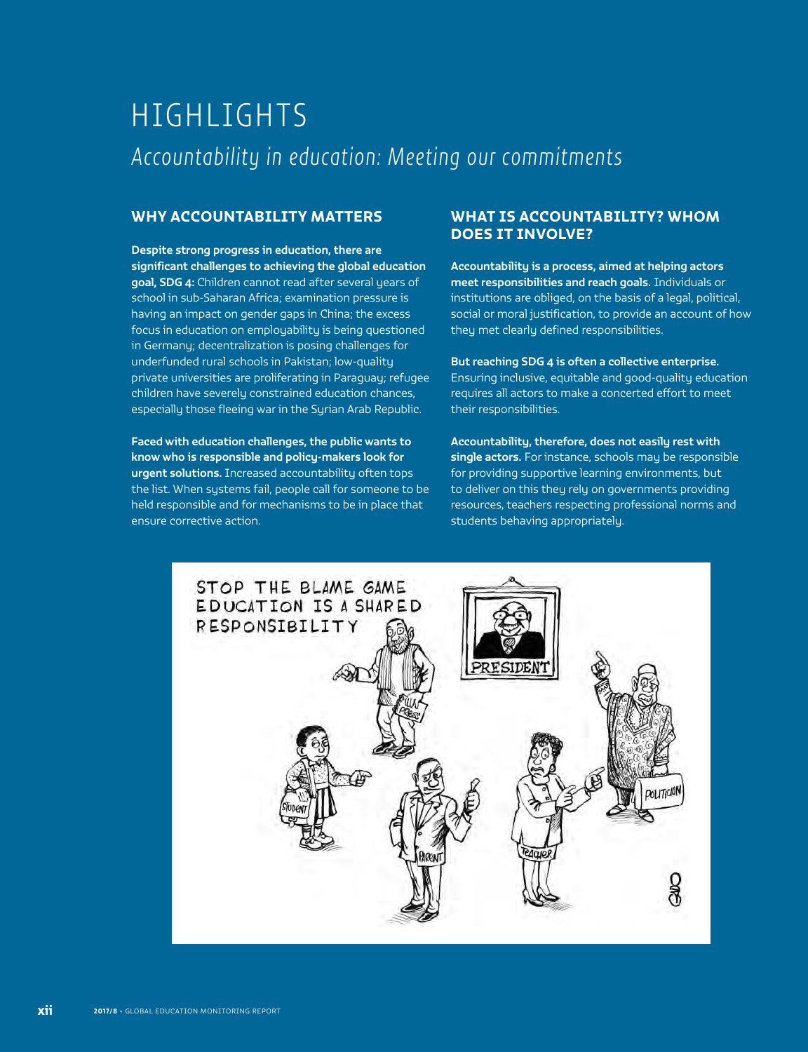# HIGHLIGHTS

*Accountability in education: Meeting our commitments*

## WHY ACCOUNTABILITY MATTERS

**Despite strong progress in education, there are significant challenges to achieving the global education goal, SDG 4:** Children cannot read after several years of school in sub-Saharan Africa; examination pressure is having an impact on gender gaps in China; the excess focus in education on employability is being questioned in Germany; decentralization is posing challenges for underfunded rural schools in Pakistan; low-quality private universities are proliferating in Paraguay; refugee children have severely constrained education chances, especially those fleeing war in the Syrian Arab Republic.

**Faced with education challenges, the public wants to know who is responsible and policy-makers look for urgent solutions.** Increased accountability often tops the list. When systems fail, people call for someone to be held responsible and for mechanisms to be in place that ensure corrective action.

## WHAT IS ACCOUNTABILITY? WHOM DOES IT INVOLVE?

**Accountability is a process, aimed at helping actors meet responsibilities and reach goals.** Individuals or institutions are obliged, on the basis of a legal, political, social or moral justification, to provide an account of how they met clearly defined responsibilities.

**But reaching SDG 4 is often a collective enterprise.** Ensuring inclusive, equitable and good-quality education requires all actors to make a concerted effort to meet their responsibilities.

**Accountability, therefore, does not easily rest with single actors.** For instance, schools may be responsible for providing supportive learning environments, but to deliver on this they rely on governments providing resources, teachers respecting professional norms and students behaving appropriately.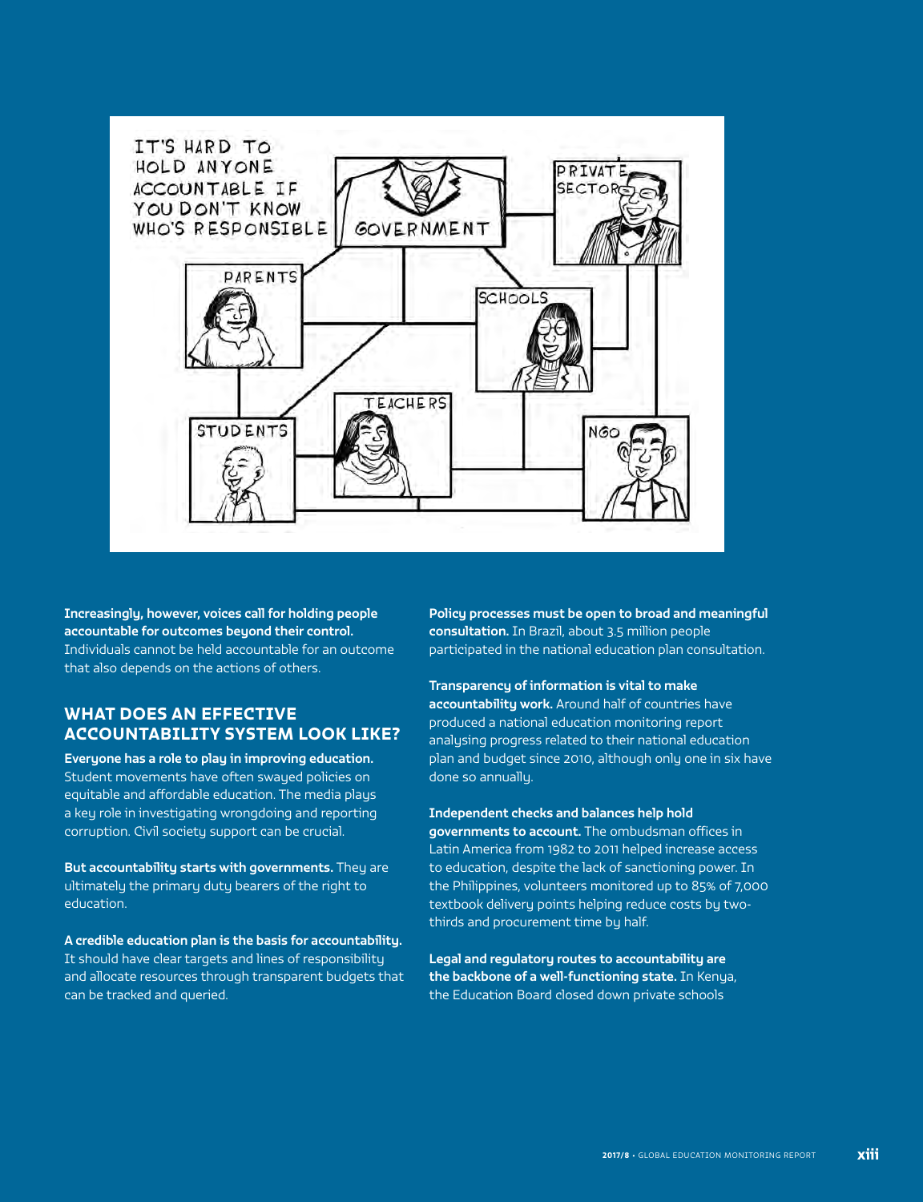**Increasingly, however, voices call for holding people accountable for outcomes beyond their control.** Individuals cannot be held accountable for an outcome that also depends on the actions of others.

## WHAT DOES AN EFFECTIVE ACCOUNTABILITY SYSTEM LOOK LIKE?

**Everyone has a role to play in improving education.** Student movements have often swayed policies on equitable and affordable education. The media plays a key role in investigating wrongdoing and reporting corruption. Civil society support can be crucial.

**But accountability starts with governments.** They are ultimately the primary duty bearers of the right to education.

**A credible education plan is the basis for accountability.** It should have clear targets and lines of responsibility and allocate resources through transparent budgets that can be tracked and queried.

**Policy processes must be open to broad and meaningful consultation.** In Brazil, about 3.5 million people participated in the national education plan consultation.

**Transparency of information is vital to make accountability work.** Around half of countries have produced a national education monitoring report analysing progress related to their national education plan and budget since 2010, although only one in six have done so annually.

**Independent checks and balances help hold governments to account.** The ombudsman offices in Latin America from 1982 to 2011 helped increase access to education, despite the lack of sanctioning power. In the Philippines, volunteers monitored up to 85% of 7,000 textbook delivery points helping reduce costs by two-thirds and procurement time by half.

**Legal and regulatory routes to accountability are the backbone of a well-functioning state.** In Kenya, the Education Board closed down private schools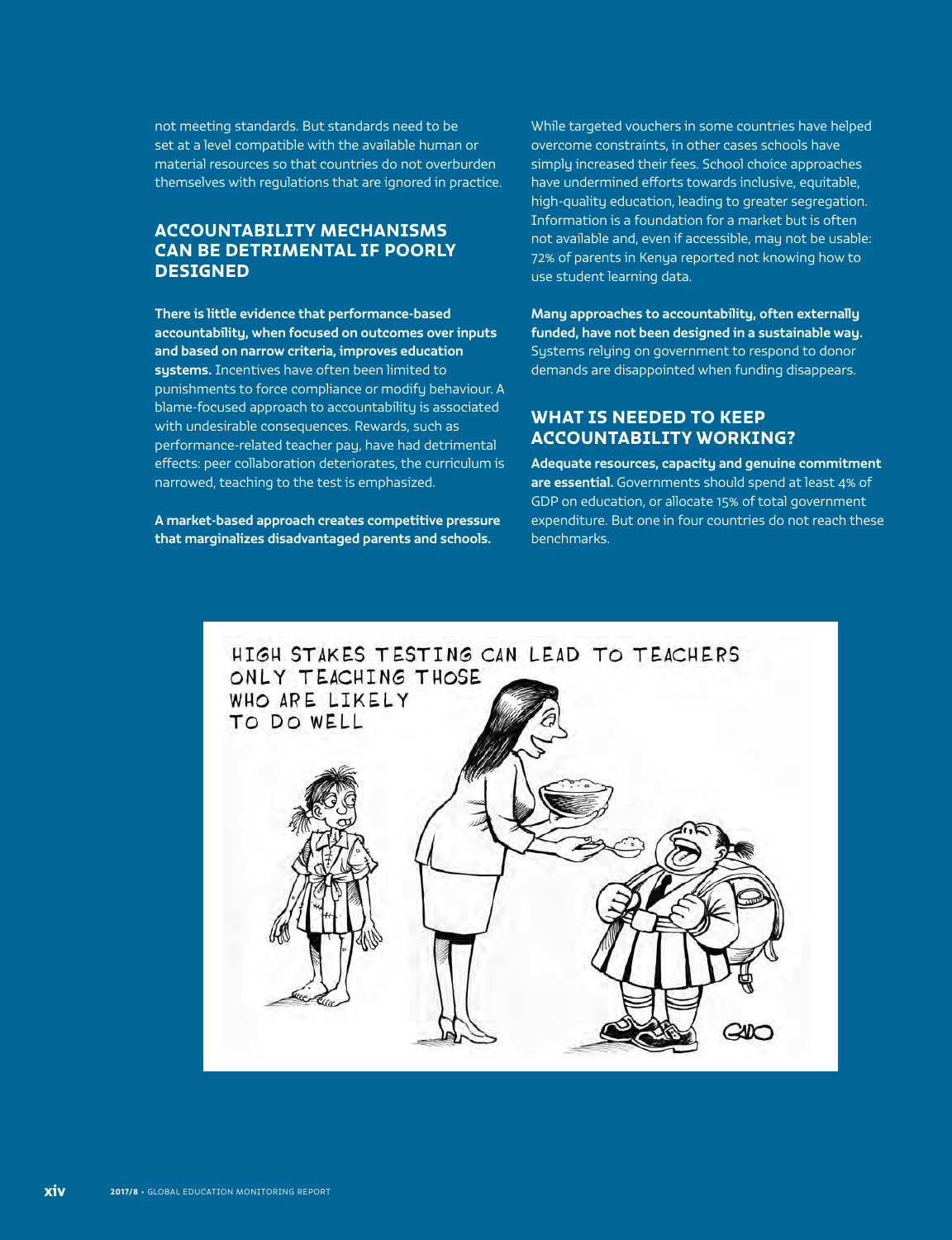not meeting standards. But standards need to be set at a level compatible with the available human or material resources so that countries do not overburden themselves with regulations that are ignored in practice.

## ACCOUNTABILITY MECHANISMS CAN BE DETRIMENTAL IF POORLY DESIGNED

**There is little evidence that performance-based accountability, when focused on outcomes over inputs and based on narrow criteria, improves education systems.** Incentives have often been limited to punishments to force compliance or modify behaviour. A blame-focused approach to accountability is associated with undesirable consequences. Rewards, such as performance-related teacher pay, have had detrimental effects: peer collaboration deteriorates, the curriculum is narrowed, teaching to the test is emphasized.

**A market-based approach creates competitive pressure that marginalizes disadvantaged parents and schools.** While targeted vouchers in some countries have helped overcome constraints, in other cases schools have simply increased their fees. School choice approaches have undermined efforts towards inclusive, equitable, high-quality education, leading to greater segregation. Information is a foundation for a market but is often not available and, even if accessible, may not be usable: 72% of parents in Kenya reported not knowing how to use student learning data.

**Many approaches to accountability, often externally funded, have not been designed in a sustainable way.** Systems relying on government to respond to donor demands are disappointed when funding disappears.

## WHAT IS NEEDED TO KEEP ACCOUNTABILITY WORKING?

**Adequate resources, capacity and genuine commitment are essential.** Governments should spend at least 4% of GDP on education, or allocate 15% of total government expenditure. But one in four countries do not reach these benchmarks.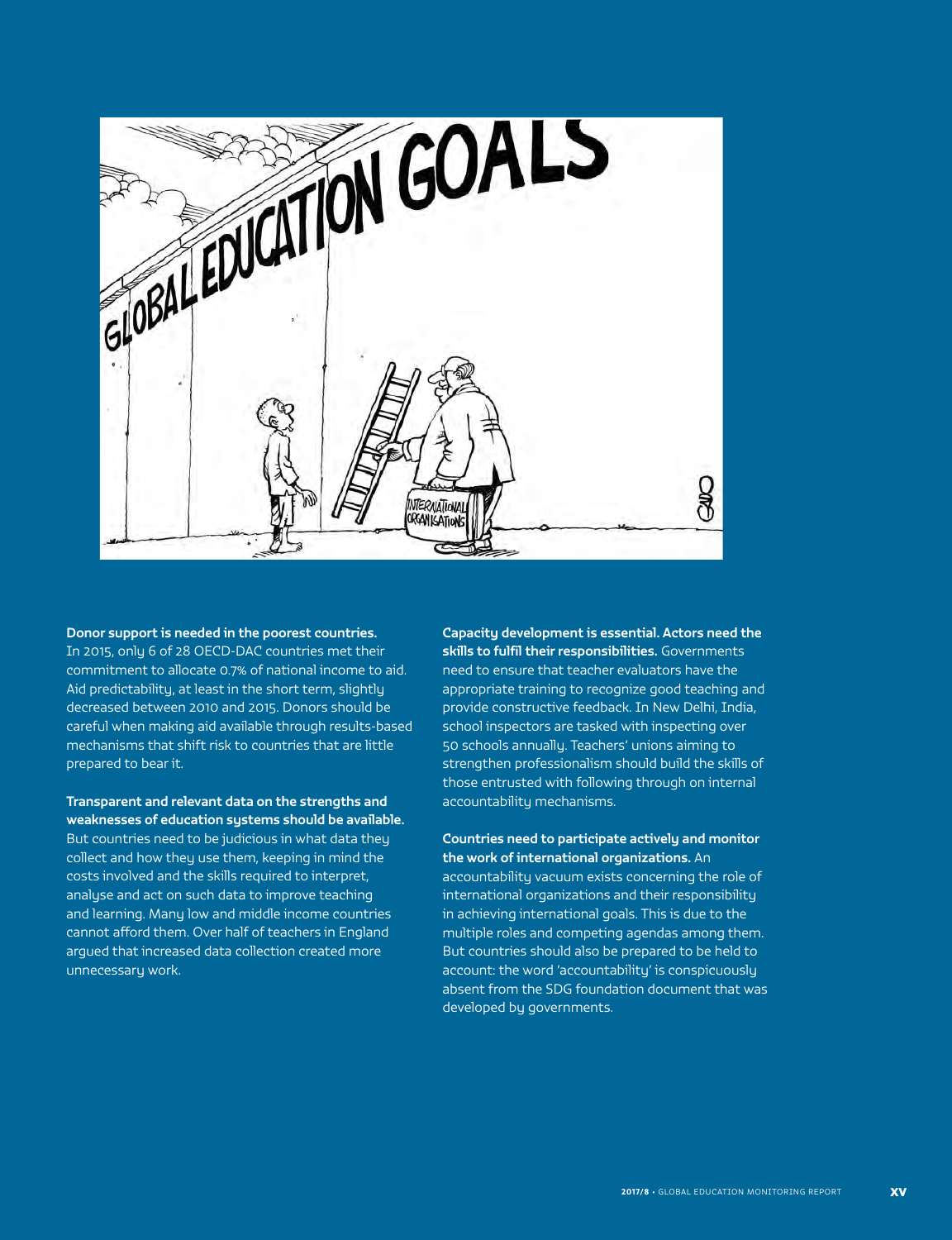**Donor support is needed in the poorest countries.** In 2015, only 6 of 28 OECD-DAC countries met their commitment to allocate 0.7% of national income to aid. Aid predictability, at least in the short term, slightly decreased between 2010 and 2015. Donors should be careful when making aid available through results-based mechanisms that shift risk to countries that are little prepared to bear it.

**Transparent and relevant data on the strengths and weaknesses of education systems should be available.** But countries need to be judicious in what data they collect and how they use them, keeping in mind the costs involved and the skills required to interpret, analyse and act on such data to improve teaching and learning. Many low and middle income countries cannot afford them. Over half of teachers in England argued that increased data collection created more unnecessary work.

**Capacity development is essential. Actors need the skills to fulfil their responsibilities.** Governments need to ensure that teacher evaluators have the appropriate training to recognize good teaching and provide constructive feedback. In New Delhi, India, school inspectors are tasked with inspecting over 50 schools annually. Teachers' unions aiming to strengthen professionalism should build the skills of those entrusted with following through on internal accountability mechanisms.

**Countries need to participate actively and monitor the work of international organizations.** An accountability vacuum exists concerning the role of international organizations and their responsibility in achieving international goals. This is due to the multiple roles and competing agendas among them. But countries should also be prepared to be held to account: the word 'accountability' is conspicuously absent from the SDG foundation document that was developed by governments.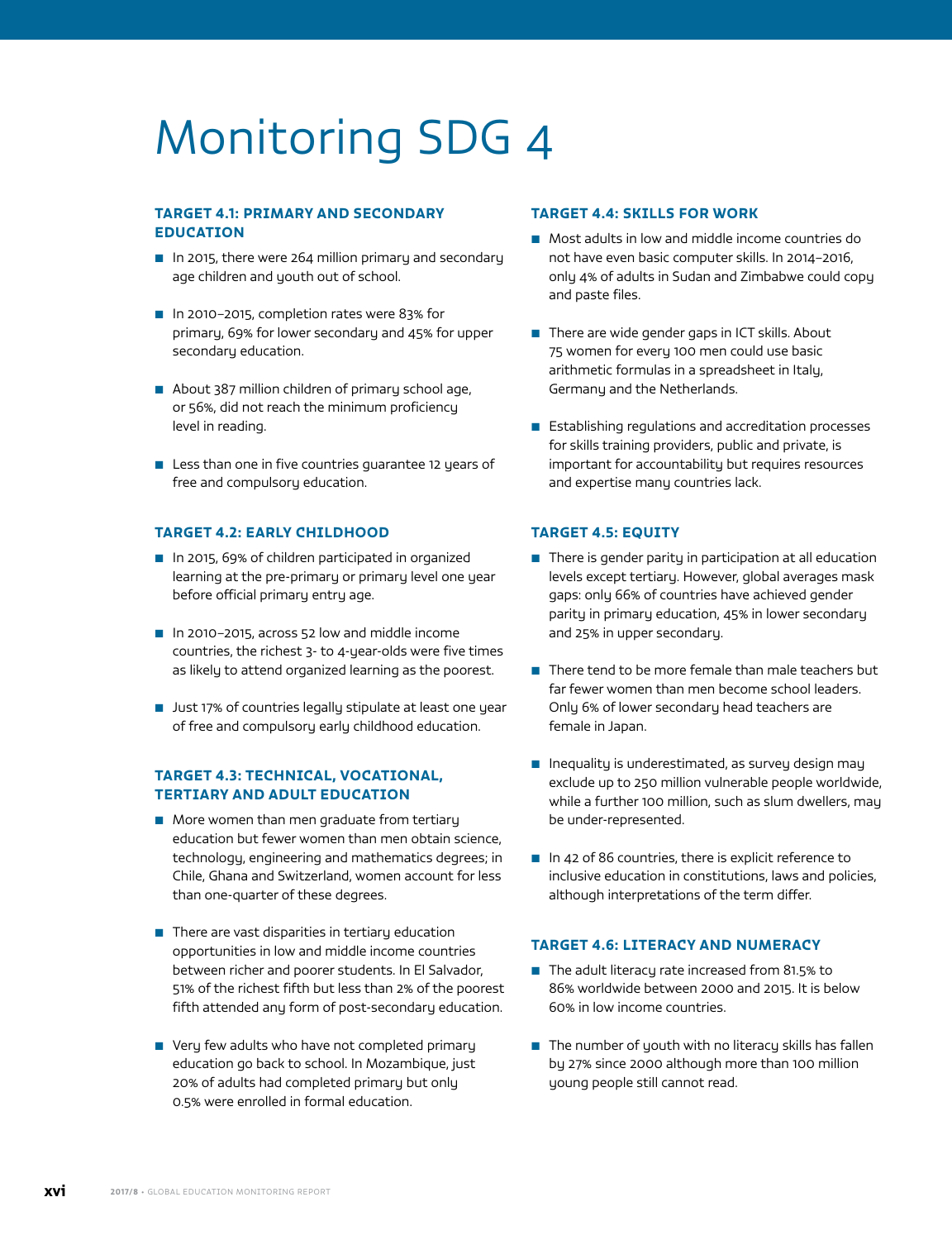# Monitoring SDG 4

### TARGET 4.1: PRIMARY AND SECONDARY EDUCATION

- In 2015, there were 264 million primary and secondary age children and youth out of school.
- In 2010–2015, completion rates were 83% for primary, 69% for lower secondary and 45% for upper secondary education.
- About 387 million children of primary school age, or 56%, did not reach the minimum proficiency level in reading.
- Less than one in five countries guarantee 12 years of free and compulsory education.

### TARGET 4.2: EARLY CHILDHOOD

- In 2015, 69% of children participated in organized learning at the pre-primary or primary level one year before official primary entry age.
- In 2010–2015, across 52 low and middle income countries, the richest 3- to 4-year-olds were five times as likely to attend organized learning as the poorest.
- Just 17% of countries legally stipulate at least one year of free and compulsory early childhood education.

### TARGET 4.3: TECHNICAL, VOCATIONAL, TERTIARY AND ADULT EDUCATION

- More women than men graduate from tertiary education but fewer women than men obtain science, technology, engineering and mathematics degrees; in Chile, Ghana and Switzerland, women account for less than one-quarter of these degrees.
- There are vast disparities in tertiary education opportunities in low and middle income countries between richer and poorer students. In El Salvador, 51% of the richest fifth but less than 2% of the poorest fifth attended any form of post-secondary education.
- Very few adults who have not completed primary education go back to school. In Mozambique, just 20% of adults had completed primary but only 0.5% were enrolled in formal education.

### TARGET 4.4: SKILLS FOR WORK

- Most adults in low and middle income countries do not have even basic computer skills. In 2014–2016, only 4% of adults in Sudan and Zimbabwe could copy and paste files.
- There are wide gender gaps in ICT skills. About 75 women for every 100 men could use basic arithmetic formulas in a spreadsheet in Italy, Germany and the Netherlands.
- Establishing regulations and accreditation processes for skills training providers, public and private, is important for accountability but requires resources and expertise many countries lack.

### TARGET 4.5: EQUITY

- There is gender parity in participation at all education levels except tertiary. However, global averages mask gaps: only 66% of countries have achieved gender parity in primary education, 45% in lower secondary and 25% in upper secondary.
- There tend to be more female than male teachers but far fewer women than men become school leaders. Only 6% of lower secondary head teachers are female in Japan.
- Inequality is underestimated, as survey design may exclude up to 250 million vulnerable people worldwide, while a further 100 million, such as slum dwellers, may be under-represented.
- In 42 of 86 countries, there is explicit reference to inclusive education in constitutions, laws and policies, although interpretations of the term differ.

### TARGET 4.6: LITERACY AND NUMERACY

- The adult literacy rate increased from 81.5% to 86% worldwide between 2000 and 2015. It is below 60% in low income countries.
- The number of youth with no literacy skills has fallen by 27% since 2000 although more than 100 million young people still cannot read.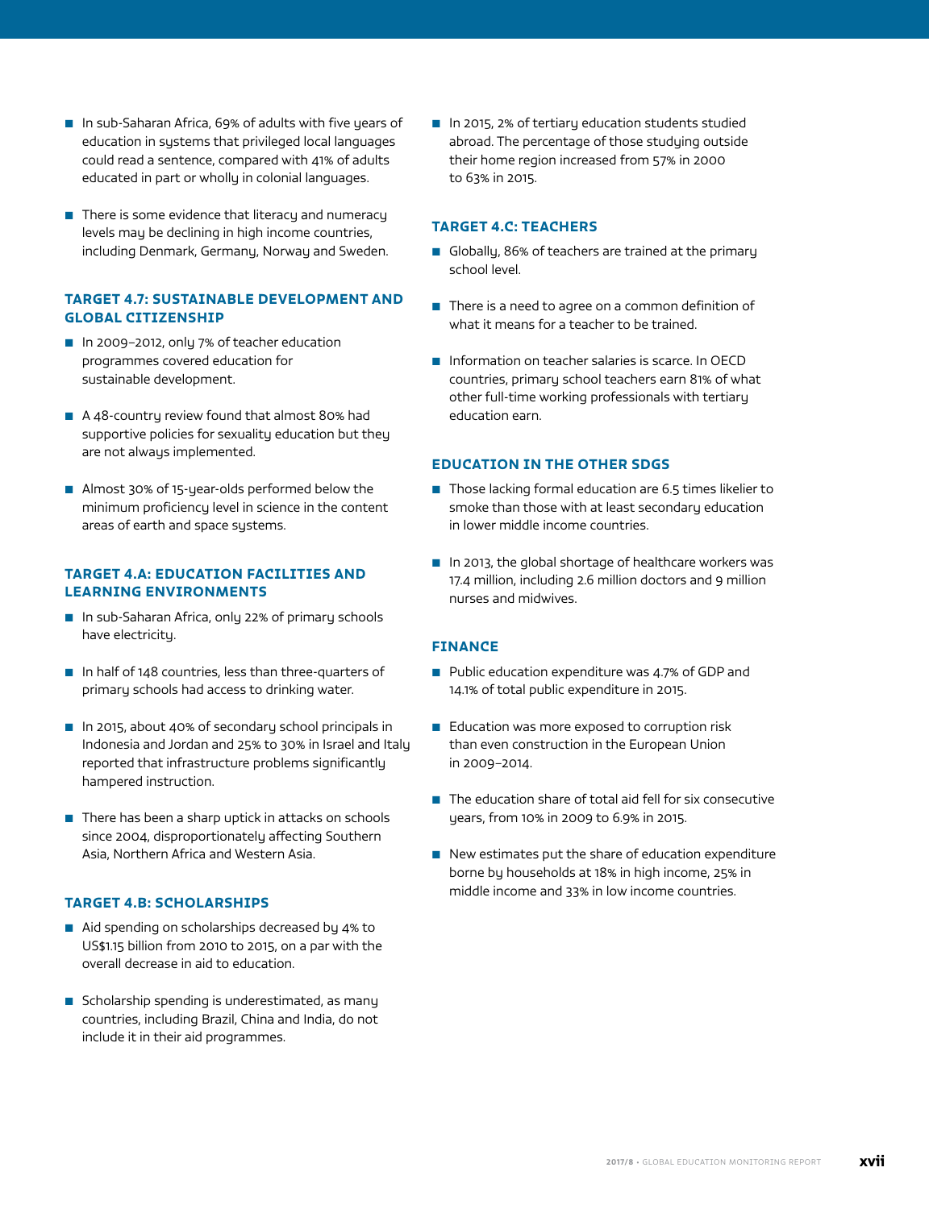- In sub-Saharan Africa, 69% of adults with five years of education in systems that privileged local languages could read a sentence, compared with 41% of adults educated in part or wholly in colonial languages.

- There is some evidence that literacy and numeracy levels may be declining in high income countries, including Denmark, Germany, Norway and Sweden.

### TARGET 4.7: SUSTAINABLE DEVELOPMENT AND GLOBAL CITIZENSHIP

- In 2009–2012, only 7% of teacher education programmes covered education for sustainable development.

- A 48-country review found that almost 80% had supportive policies for sexuality education but they are not always implemented.

- Almost 30% of 15-year-olds performed below the minimum proficiency level in science in the content areas of earth and space systems.

### TARGET 4.A: EDUCATION FACILITIES AND LEARNING ENVIRONMENTS

- In sub-Saharan Africa, only 22% of primary schools have electricity.

- In half of 148 countries, less than three-quarters of primary schools had access to drinking water.

- In 2015, about 40% of secondary school principals in Indonesia and Jordan and 25% to 30% in Israel and Italy reported that infrastructure problems significantly hampered instruction.

- There has been a sharp uptick in attacks on schools since 2004, disproportionately affecting Southern Asia, Northern Africa and Western Asia.

### TARGET 4.B: SCHOLARSHIPS

- Aid spending on scholarships decreased by 4% to US$1.15 billion from 2010 to 2015, on a par with the overall decrease in aid to education.

- Scholarship spending is underestimated, as many countries, including Brazil, China and India, do not include it in their aid programmes.

- In 2015, 2% of tertiary education students studied abroad. The percentage of those studying outside their home region increased from 57% in 2000 to 63% in 2015.

### TARGET 4.C: TEACHERS

- Globally, 86% of teachers are trained at the primary school level.

- There is a need to agree on a common definition of what it means for a teacher to be trained.

- Information on teacher salaries is scarce. In OECD countries, primary school teachers earn 81% of what other full-time working professionals with tertiary education earn.

### EDUCATION IN THE OTHER SDGS

- Those lacking formal education are 6.5 times likelier to smoke than those with at least secondary education in lower middle income countries.

- In 2013, the global shortage of healthcare workers was 17.4 million, including 2.6 million doctors and 9 million nurses and midwives.

### FINANCE

- Public education expenditure was 4.7% of GDP and 14.1% of total public expenditure in 2015.

- Education was more exposed to corruption risk than even construction in the European Union in 2009–2014.

- The education share of total aid fell for six consecutive years, from 10% in 2009 to 6.9% in 2015.

- New estimates put the share of education expenditure borne by households at 18% in high income, 25% in middle income and 33% in low income countries.